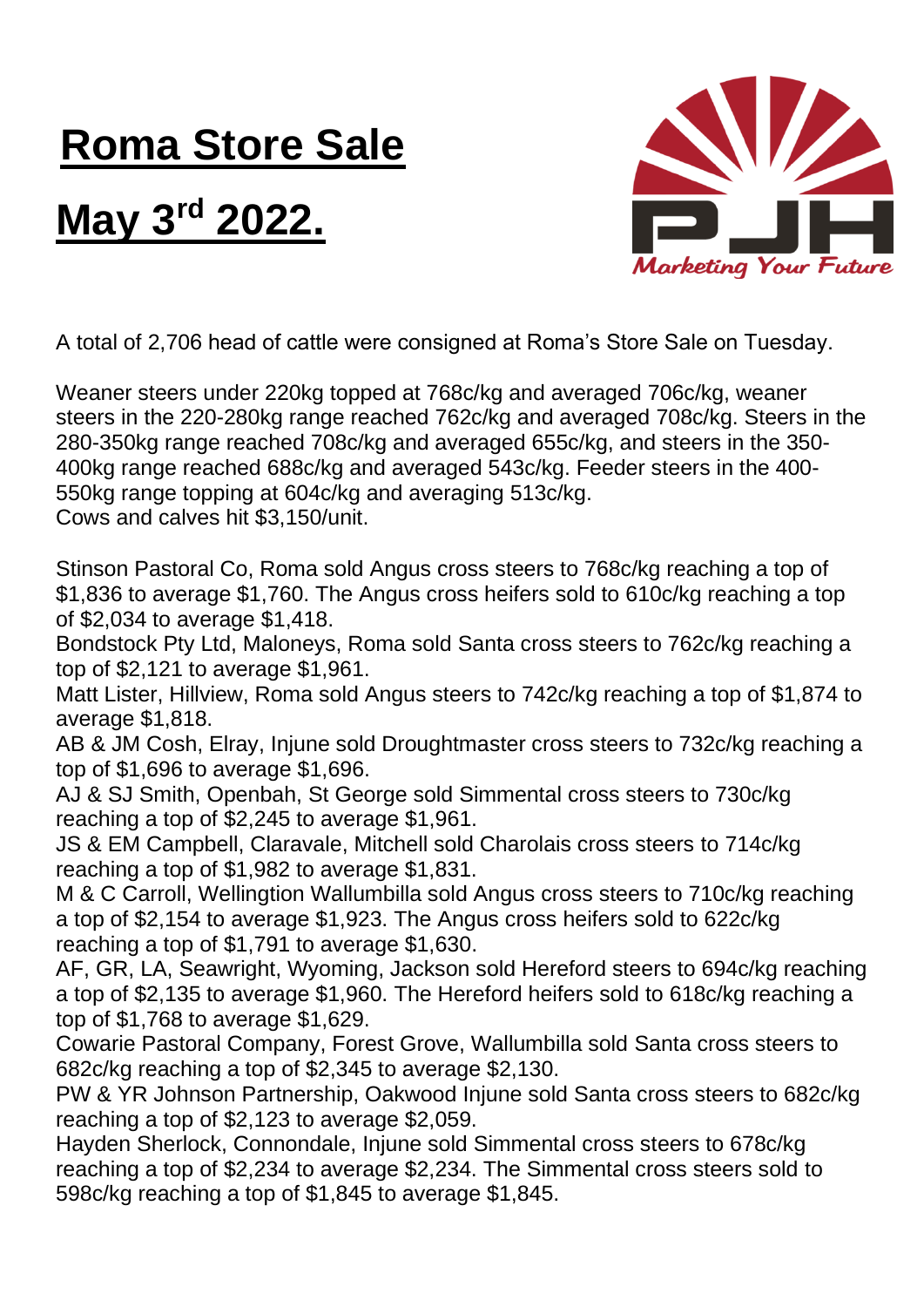# Roma Store Sale

# May 3rd 2022.

PJH

*Marketing Your Future*

A total of 2,706 head of cattle were consigned at Roma's Store Sale on Tuesday.

Weaner steers under 220kg topped at 768c/kg and averaged 706c/kg, weaner steers in the 220-280kg range reached 762c/kg and averaged 708c/kg. Steers in the 280-350kg range reached 708c/kg and averaged 655c/kg, and steers in the 350-400kg range reached 688c/kg and averaged 543c/kg. Feeder steers in the 400-550kg range topping at 604c/kg and averaging 513c/kg.
Cows and calves hit $3,150/unit.

Stinson Pastoral Co, Roma sold Angus cross steers to 768c/kg reaching a top of $1,836 to average $1,760. The Angus cross heifers sold to 610c/kg reaching a top of $2,034 to average $1,418.
Bondstock Pty Ltd, Maloneys, Roma sold Santa cross steers to 762c/kg reaching a top of $2,121 to average $1,961.
Matt Lister, Hillview, Roma sold Angus steers to 742c/kg reaching a top of $1,874 to average $1,818.
AB & JM Cosh, Elray, Injune sold Droughtmaster cross steers to 732c/kg reaching a top of $1,696 to average $1,696.
AJ & SJ Smith, Openbah, St George sold Simmental cross steers to 730c/kg reaching a top of $2,245 to average $1,961.
JS & EM Campbell, Claravale, Mitchell sold Charolais cross steers to 714c/kg reaching a top of $1,982 to average $1,831.
M & C Carroll, Wellingtion Wallumbilla sold Angus cross steers to 710c/kg reaching a top of $2,154 to average $1,923. The Angus cross heifers sold to 622c/kg reaching a top of $1,791 to average $1,630.
AF, GR, LA, Seawright, Wyoming, Jackson sold Hereford steers to 694c/kg reaching a top of $2,135 to average $1,960. The Hereford heifers sold to 618c/kg reaching a top of $1,768 to average $1,629.
Cowarie Pastoral Company, Forest Grove, Wallumbilla sold Santa cross steers to 682c/kg reaching a top of $2,345 to average $2,130.
PW & YR Johnson Partnership, Oakwood Injune sold Santa cross steers to 682c/kg reaching a top of $2,123 to average $2,059.
Hayden Sherlock, Connondale, Injune sold Simmental cross steers to 678c/kg reaching a top of $2,234 to average $2,234. The Simmental cross steers sold to 598c/kg reaching a top of $1,845 to average $1,845.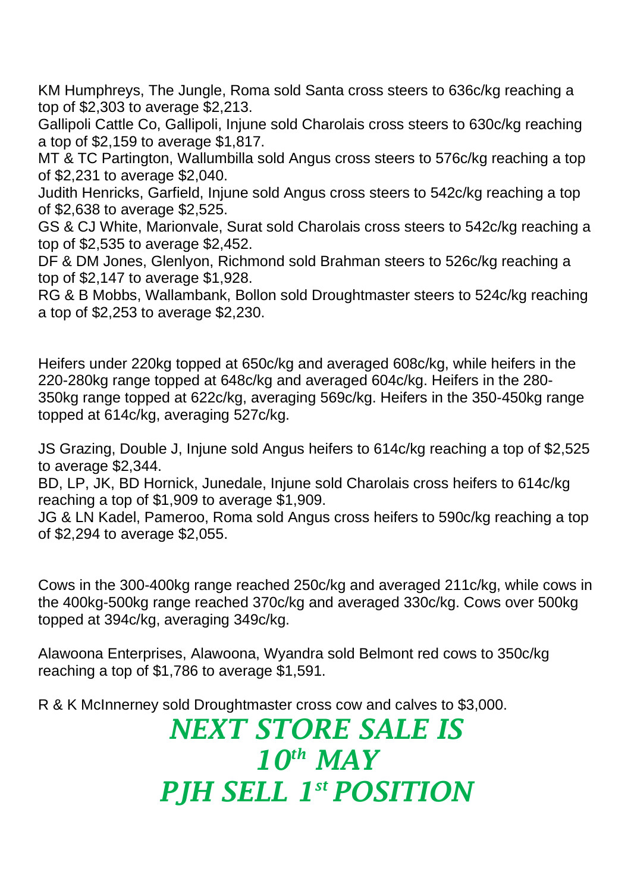KM Humphreys, The Jungle, Roma sold Santa cross steers to 636c/kg reaching a top of $2,303 to average $2,213.
Gallipoli Cattle Co, Gallipoli, Injune sold Charolais cross steers to 630c/kg reaching a top of $2,159 to average $1,817.
MT & TC Partington, Wallumbilla sold Angus cross steers to 576c/kg reaching a top of $2,231 to average $2,040.
Judith Henricks, Garfield, Injune sold Angus cross steers to 542c/kg reaching a top of $2,638 to average $2,525.
GS & CJ White, Marionvale, Surat sold Charolais cross steers to 542c/kg reaching a top of $2,535 to average $2,452.
DF & DM Jones, Glenlyon, Richmond sold Brahman steers to 526c/kg reaching a top of $2,147 to average $1,928.
RG & B Mobbs, Wallambank, Bollon sold Droughtmaster steers to 524c/kg reaching a top of $2,253 to average $2,230.

Heifers under 220kg topped at 650c/kg and averaged 608c/kg, while heifers in the 220-280kg range topped at 648c/kg and averaged 604c/kg. Heifers in the 280-350kg range topped at 622c/kg, averaging 569c/kg. Heifers in the 350-450kg range topped at 614c/kg, averaging 527c/kg.

JS Grazing, Double J, Injune sold Angus heifers to 614c/kg reaching a top of $2,525 to average $2,344.
BD, LP, JK, BD Hornick, Junedale, Injune sold Charolais cross heifers to 614c/kg reaching a top of $1,909 to average $1,909.
JG & LN Kadel, Pameroo, Roma sold Angus cross heifers to 590c/kg reaching a top of $2,294 to average $2,055.

Cows in the 300-400kg range reached 250c/kg and averaged 211c/kg, while cows in the 400kg-500kg range reached 370c/kg and averaged 330c/kg. Cows over 500kg topped at 394c/kg, averaging 349c/kg.

Alawoona Enterprises, Alawoona, Wyandra sold Belmont red cows to 350c/kg reaching a top of $1,786 to average $1,591.

R & K McInnerney sold Droughtmaster cross cow and calves to $3,000.

***NEXT STORE SALE IS***
***10th MAY***
***PJH SELL 1st POSITION***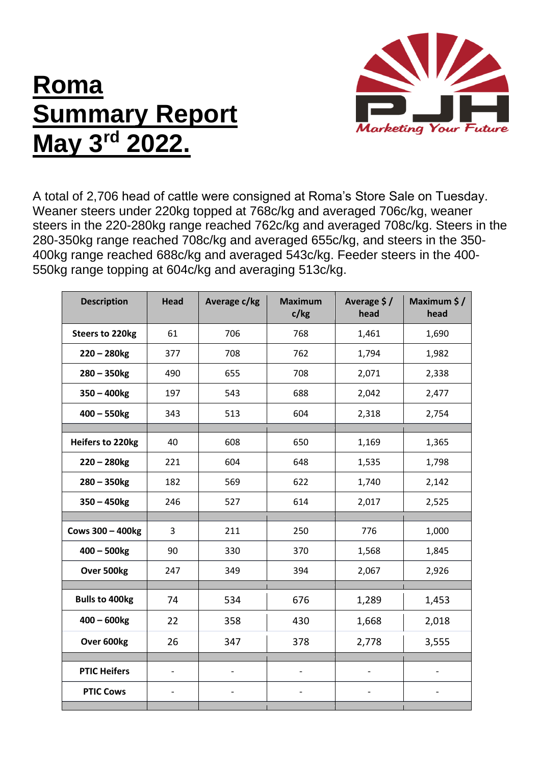# Roma Summary Report May 3rd 2022.

PJH
*Marketing Your Future*

A total of 2,706 head of cattle were consigned at Roma's Store Sale on Tuesday. Weaner steers under 220kg topped at 768c/kg and averaged 706c/kg, weaner steers in the 220-280kg range reached 762c/kg and averaged 708c/kg. Steers in the 280-350kg range reached 708c/kg and averaged 655c/kg, and steers in the 350-400kg range reached 688c/kg and averaged 543c/kg. Feeder steers in the 400-550kg range topping at 604c/kg and averaging 513c/kg.

| Description | Head | Average c/kg | Maximum c/kg | Average $ / head | Maximum $ / head |
|---|---|---|---|---|---|
| **Steers to 220kg** | 61 | 706 | 768 | 1,461 | 1,690 |
| **220 – 280kg** | 377 | 708 | 762 | 1,794 | 1,982 |
| **280 – 350kg** | 490 | 655 | 708 | 2,071 | 2,338 |
| **350 – 400kg** | 197 | 543 | 688 | 2,042 | 2,477 |
| **400 – 550kg** | 343 | 513 | 604 | 2,318 | 2,754 |
| | | | | | |
| **Heifers to 220kg** | 40 | 608 | 650 | 1,169 | 1,365 |
| **220 – 280kg** | 221 | 604 | 648 | 1,535 | 1,798 |
| **280 – 350kg** | 182 | 569 | 622 | 1,740 | 2,142 |
| **350 – 450kg** | 246 | 527 | 614 | 2,017 | 2,525 |
| | | | | | |
| **Cows 300 – 400kg** | 3 | 211 | 250 | 776 | 1,000 |
| **400 – 500kg** | 90 | 330 | 370 | 1,568 | 1,845 |
| **Over 500kg** | 247 | 349 | 394 | 2,067 | 2,926 |
| | | | | | |
| **Bulls to 400kg** | 74 | 534 | 676 | 1,289 | 1,453 |
| **400 – 600kg** | 22 | 358 | 430 | 1,668 | 2,018 |
| **Over 600kg** | 26 | 347 | 378 | 2,778 | 3,555 |
| | | | | | |
| **PTIC Heifers** | - | - | - | - | - |
| **PTIC Cows** | - | - | - | - | - |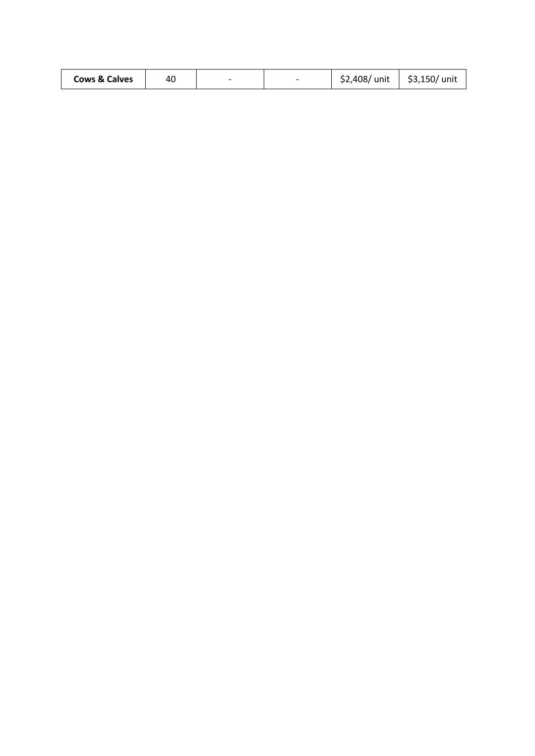| | | | | | |
|---|---|---|---|---|---|
| **Cows & Calves** | 40 | - | - | $2,408/ unit | $3,150/ unit |